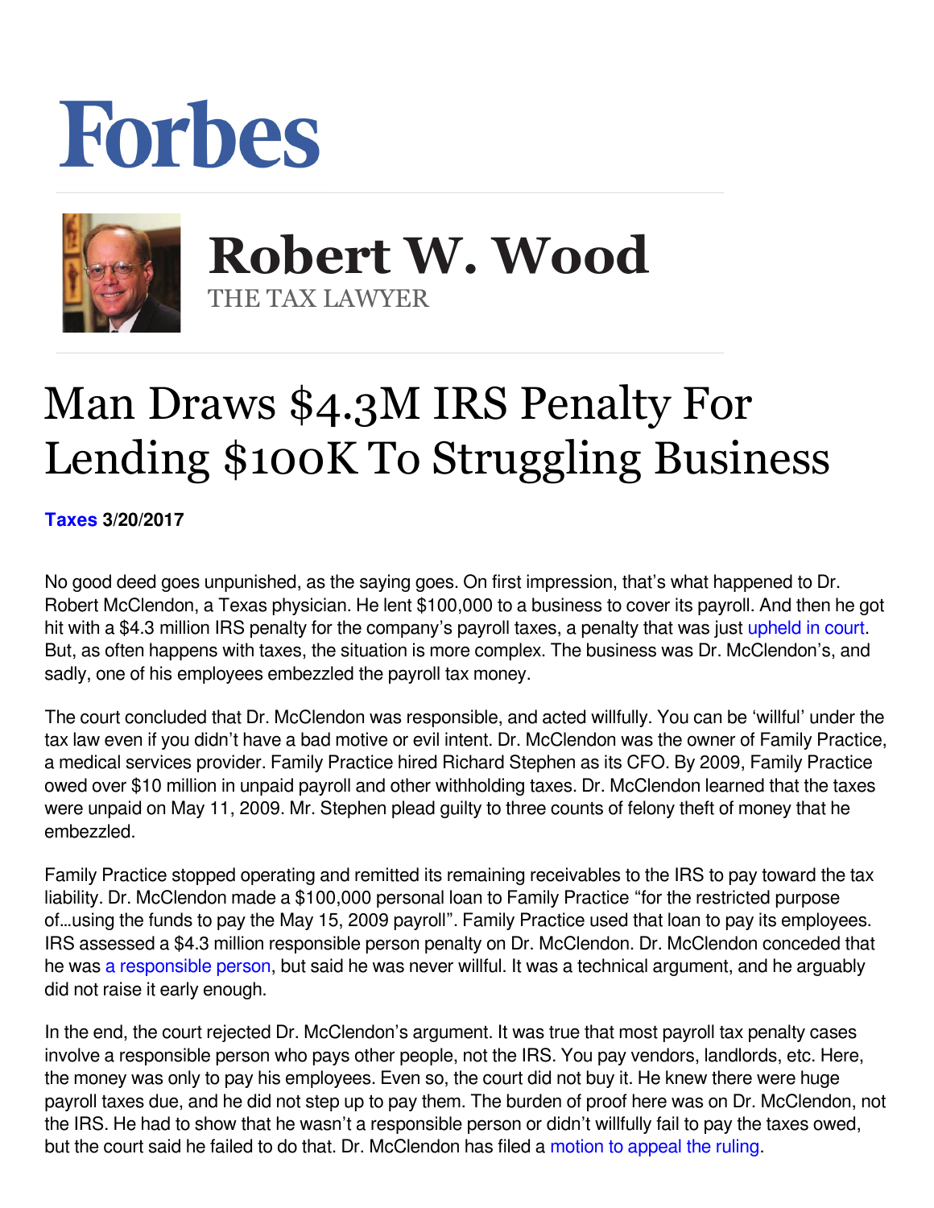# Forbes

## Robert W. Wood

THE TAX LAWYER

# Man Draws $4.3M IRS Penalty For Lending $100K To Struggling Business

**Taxes 3/20/2017**

No good deed goes unpunished, as the saying goes. On first impression, that's what happened to Dr. Robert McClendon, a Texas physician. He lent $100,000 to a business to cover its payroll. And then he got hit with a $4.3 million IRS penalty for the company's payroll taxes, a penalty that was just upheld in court. But, as often happens with taxes, the situation is more complex. The business was Dr. McClendon's, and sadly, one of his employees embezzled the payroll tax money.

The court concluded that Dr. McClendon was responsible, and acted willfully. You can be 'willful' under the tax law even if you didn't have a bad motive or evil intent. Dr. McClendon was the owner of Family Practice, a medical services provider. Family Practice hired Richard Stephen as its CFO. By 2009, Family Practice owed over $10 million in unpaid payroll and other withholding taxes. Dr. McClendon learned that the taxes were unpaid on May 11, 2009. Mr. Stephen plead guilty to three counts of felony theft of money that he embezzled.

Family Practice stopped operating and remitted its remaining receivables to the IRS to pay toward the tax liability. Dr. McClendon made a $100,000 personal loan to Family Practice "for the restricted purpose of…using the funds to pay the May 15, 2009 payroll". Family Practice used that loan to pay its employees. IRS assessed a $4.3 million responsible person penalty on Dr. McClendon. Dr. McClendon conceded that he was a responsible person, but said he was never willful. It was a technical argument, and he arguably did not raise it early enough.

In the end, the court rejected Dr. McClendon's argument. It was true that most payroll tax penalty cases involve a responsible person who pays other people, not the IRS. You pay vendors, landlords, etc. Here, the money was only to pay his employees. Even so, the court did not buy it. He knew there were huge payroll taxes due, and he did not step up to pay them. The burden of proof here was on Dr. McClendon, not the IRS. He had to show that he wasn't a responsible person or didn't willfully fail to pay the taxes owed, but the court said he failed to do that. Dr. McClendon has filed a motion to appeal the ruling.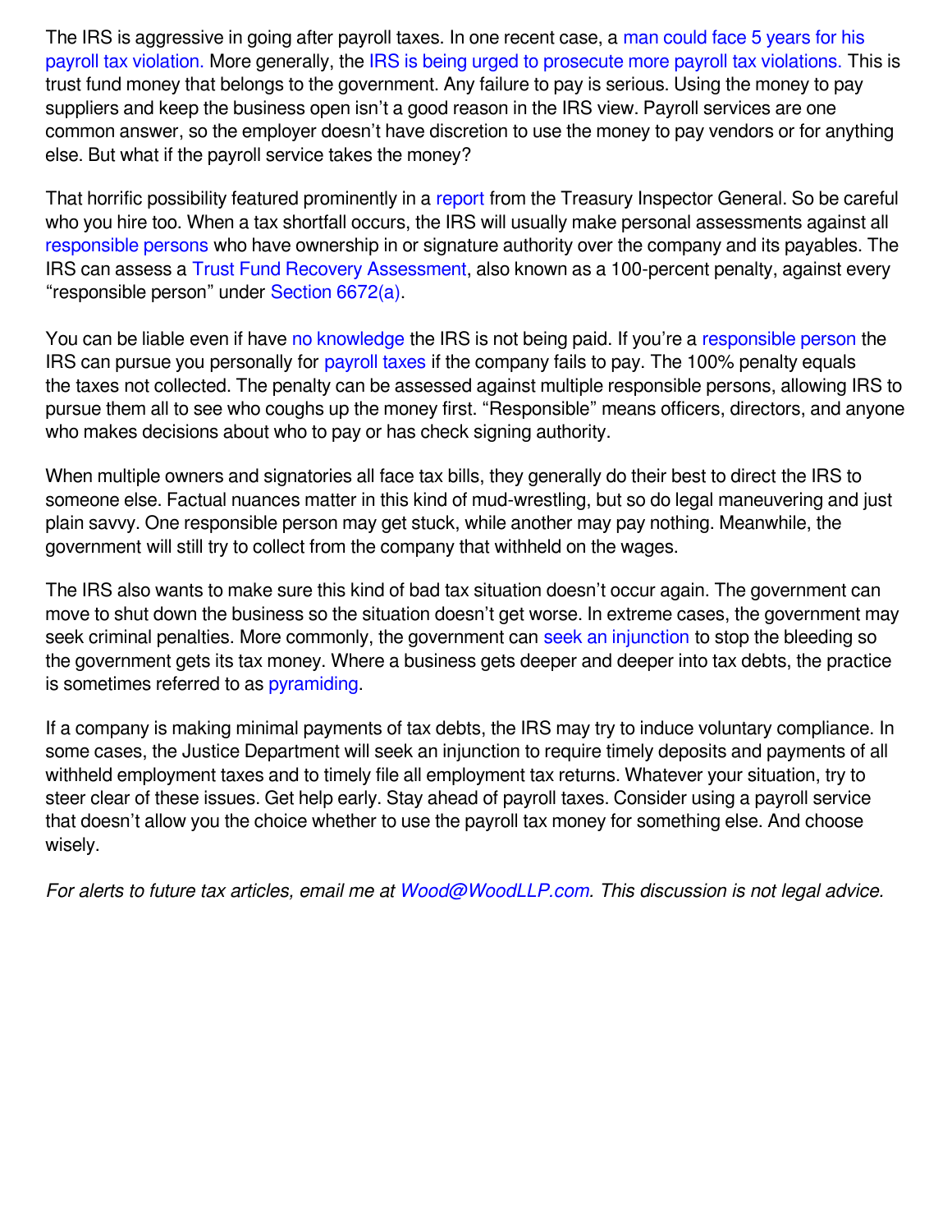The IRS is aggressive in going after payroll taxes. In one recent case, a man could face 5 years for his payroll tax violation. More generally, the IRS is being urged to prosecute more payroll tax violations. This is trust fund money that belongs to the government. Any failure to pay is serious. Using the money to pay suppliers and keep the business open isn't a good reason in the IRS view. Payroll services are one common answer, so the employer doesn't have discretion to use the money to pay vendors or for anything else. But what if the payroll service takes the money?

That horrific possibility featured prominently in a report from the Treasury Inspector General. So be careful who you hire too. When a tax shortfall occurs, the IRS will usually make personal assessments against all responsible persons who have ownership in or signature authority over the company and its payables. The IRS can assess a Trust Fund Recovery Assessment, also known as a 100-percent penalty, against every "responsible person" under Section 6672(a).

You can be liable even if have no knowledge the IRS is not being paid. If you're a responsible person the IRS can pursue you personally for payroll taxes if the company fails to pay. The 100% penalty equals the taxes not collected. The penalty can be assessed against multiple responsible persons, allowing IRS to pursue them all to see who coughs up the money first. "Responsible" means officers, directors, and anyone who makes decisions about who to pay or has check signing authority.

When multiple owners and signatories all face tax bills, they generally do their best to direct the IRS to someone else. Factual nuances matter in this kind of mud-wrestling, but so do legal maneuvering and just plain savvy. One responsible person may get stuck, while another may pay nothing. Meanwhile, the government will still try to collect from the company that withheld on the wages.

The IRS also wants to make sure this kind of bad tax situation doesn't occur again. The government can move to shut down the business so the situation doesn't get worse. In extreme cases, the government may seek criminal penalties. More commonly, the government can seek an injunction to stop the bleeding so the government gets its tax money. Where a business gets deeper and deeper into tax debts, the practice is sometimes referred to as pyramiding.

If a company is making minimal payments of tax debts, the IRS may try to induce voluntary compliance. In some cases, the Justice Department will seek an injunction to require timely deposits and payments of all withheld employment taxes and to timely file all employment tax returns. Whatever your situation, try to steer clear of these issues. Get help early. Stay ahead of payroll taxes. Consider using a payroll service that doesn't allow you the choice whether to use the payroll tax money for something else. And choose wisely.

*For alerts to future tax articles, email me at Wood@WoodLLP.com. This discussion is not legal advice.*